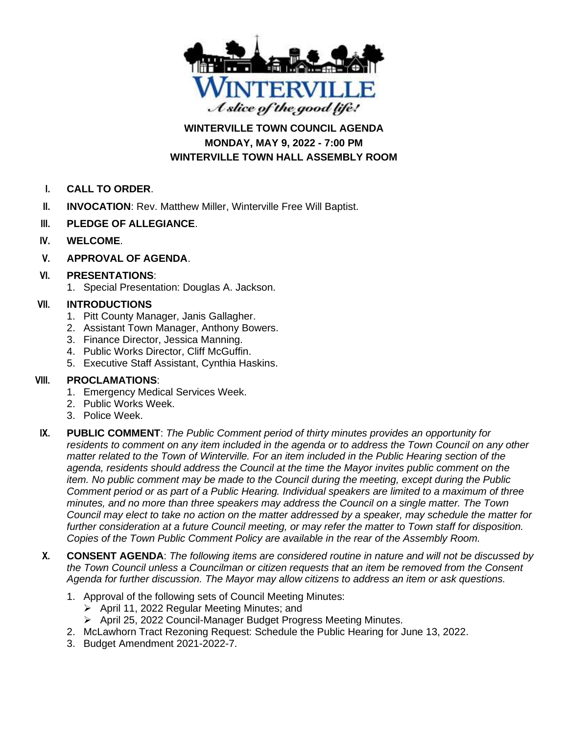WINTERVILLE

*A slice of the good life!*

**WINTERVILLE TOWN COUNCIL AGENDA**
**MONDAY, MAY 9, 2022 - 7:00 PM**
**WINTERVILLE TOWN HALL ASSEMBLY ROOM**

I. **CALL TO ORDER**.

II. **INVOCATION**: Rev. Matthew Miller, Winterville Free Will Baptist.

III. **PLEDGE OF ALLEGIANCE**.

IV. **WELCOME**.

V. **APPROVAL OF AGENDA**.

VI. **PRESENTATIONS**:
1. Special Presentation: Douglas A. Jackson.

VII. **INTRODUCTIONS**
1. Pitt County Manager, Janis Gallagher.
2. Assistant Town Manager, Anthony Bowers.
3. Finance Director, Jessica Manning.
4. Public Works Director, Cliff McGuffin.
5. Executive Staff Assistant, Cynthia Haskins.

VIII. **PROCLAMATIONS**:
1. Emergency Medical Services Week.
2. Public Works Week.
3. Police Week.

IX. **PUBLIC COMMENT**: *The Public Comment period of thirty minutes provides an opportunity for residents to comment on any item included in the agenda or to address the Town Council on any other matter related to the Town of Winterville. For an item included in the Public Hearing section of the agenda, residents should address the Council at the time the Mayor invites public comment on the item. No public comment may be made to the Council during the meeting, except during the Public Comment period or as part of a Public Hearing. Individual speakers are limited to a maximum of three minutes, and no more than three speakers may address the Council on a single matter. The Town Council may elect to take no action on the matter addressed by a speaker, may schedule the matter for further consideration at a future Council meeting, or may refer the matter to Town staff for disposition. Copies of the Town Public Comment Policy are available in the rear of the Assembly Room.*

X. **CONSENT AGENDA**: *The following items are considered routine in nature and will not be discussed by the Town Council unless a Councilman or citizen requests that an item be removed from the Consent Agenda for further discussion. The Mayor may allow citizens to address an item or ask questions.*
1. Approval of the following sets of Council Meeting Minutes:
   - April 11, 2022 Regular Meeting Minutes; and
   - April 25, 2022 Council-Manager Budget Progress Meeting Minutes.
2. McLawhorn Tract Rezoning Request: Schedule the Public Hearing for June 13, 2022.
3. Budget Amendment 2021-2022-7.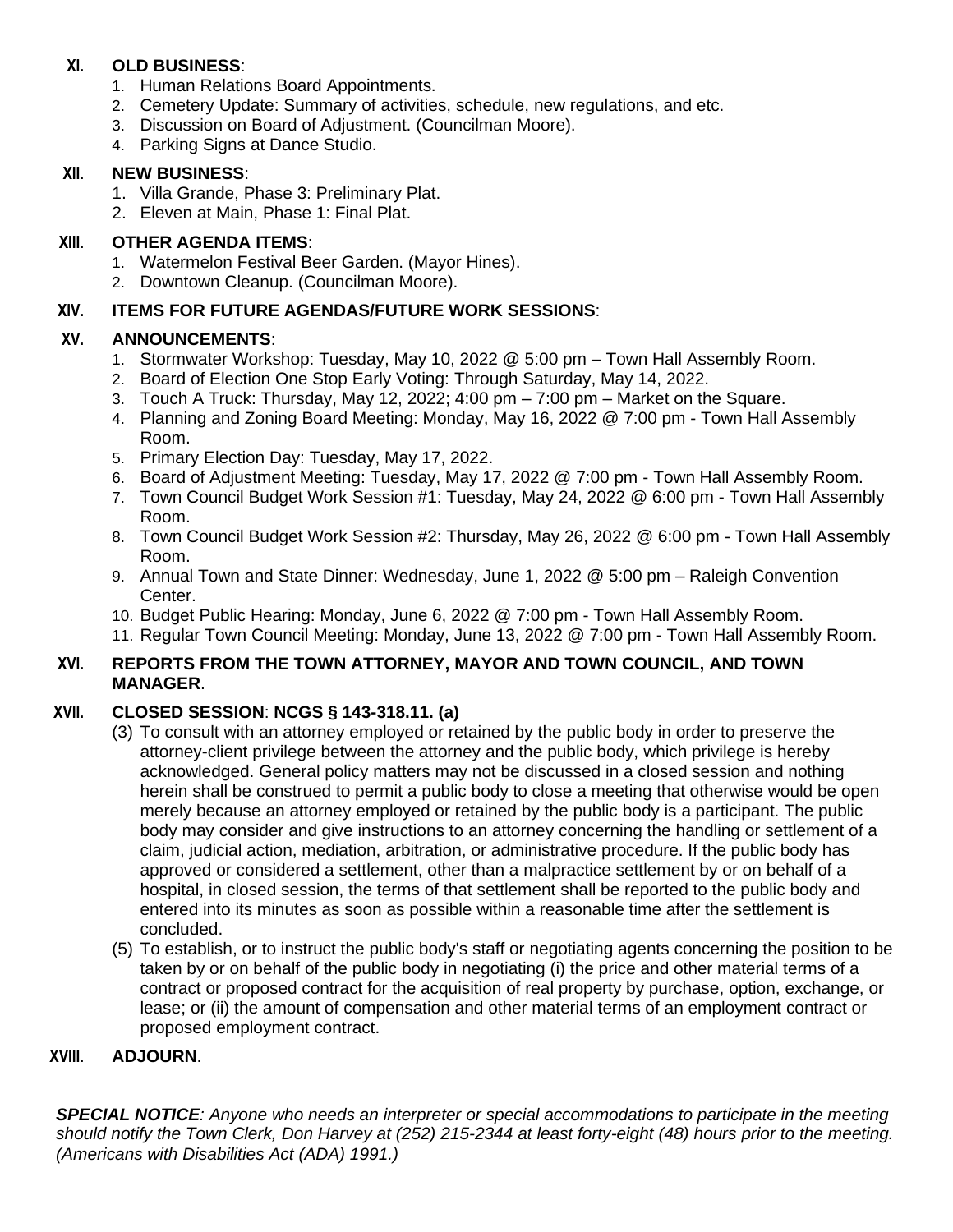**XI. OLD BUSINESS**:

1. Human Relations Board Appointments.
2. Cemetery Update: Summary of activities, schedule, new regulations, and etc.
3. Discussion on Board of Adjustment. (Councilman Moore).
4. Parking Signs at Dance Studio.

**XII. NEW BUSINESS**:

1. Villa Grande, Phase 3: Preliminary Plat.
2. Eleven at Main, Phase 1: Final Plat.

**XIII. OTHER AGENDA ITEMS**:

1. Watermelon Festival Beer Garden. (Mayor Hines).
2. Downtown Cleanup. (Councilman Moore).

**XIV. ITEMS FOR FUTURE AGENDAS/FUTURE WORK SESSIONS**:

**XV. ANNOUNCEMENTS**:

1. Stormwater Workshop: Tuesday, May 10, 2022 @ 5:00 pm – Town Hall Assembly Room.
2. Board of Election One Stop Early Voting: Through Saturday, May 14, 2022.
3. Touch A Truck: Thursday, May 12, 2022; 4:00 pm – 7:00 pm – Market on the Square.
4. Planning and Zoning Board Meeting: Monday, May 16, 2022 @ 7:00 pm - Town Hall Assembly Room.
5. Primary Election Day: Tuesday, May 17, 2022.
6. Board of Adjustment Meeting: Tuesday, May 17, 2022 @ 7:00 pm - Town Hall Assembly Room.
7. Town Council Budget Work Session #1: Tuesday, May 24, 2022 @ 6:00 pm - Town Hall Assembly Room.
8. Town Council Budget Work Session #2: Thursday, May 26, 2022 @ 6:00 pm - Town Hall Assembly Room.
9. Annual Town and State Dinner: Wednesday, June 1, 2022 @ 5:00 pm – Raleigh Convention Center.
10. Budget Public Hearing: Monday, June 6, 2022 @ 7:00 pm - Town Hall Assembly Room.
11. Regular Town Council Meeting: Monday, June 13, 2022 @ 7:00 pm - Town Hall Assembly Room.

**XVI. REPORTS FROM THE TOWN ATTORNEY, MAYOR AND TOWN COUNCIL, AND TOWN MANAGER**.

**XVII. CLOSED SESSION**: **NCGS § 143-318.11. (a)**

(3) To consult with an attorney employed or retained by the public body in order to preserve the attorney-client privilege between the attorney and the public body, which privilege is hereby acknowledged. General policy matters may not be discussed in a closed session and nothing herein shall be construed to permit a public body to close a meeting that otherwise would be open merely because an attorney employed or retained by the public body is a participant. The public body may consider and give instructions to an attorney concerning the handling or settlement of a claim, judicial action, mediation, arbitration, or administrative procedure. If the public body has approved or considered a settlement, other than a malpractice settlement by or on behalf of a hospital, in closed session, the terms of that settlement shall be reported to the public body and entered into its minutes as soon as possible within a reasonable time after the settlement is concluded.

(5) To establish, or to instruct the public body's staff or negotiating agents concerning the position to be taken by or on behalf of the public body in negotiating (i) the price and other material terms of a contract or proposed contract for the acquisition of real property by purchase, option, exchange, or lease; or (ii) the amount of compensation and other material terms of an employment contract or proposed employment contract.

**XVIII. ADJOURN**.

***SPECIAL NOTICE****: Anyone who needs an interpreter or special accommodations to participate in the meeting should notify the Town Clerk, Don Harvey at (252) 215-2344 at least forty-eight (48) hours prior to the meeting. (Americans with Disabilities Act (ADA) 1991.)*